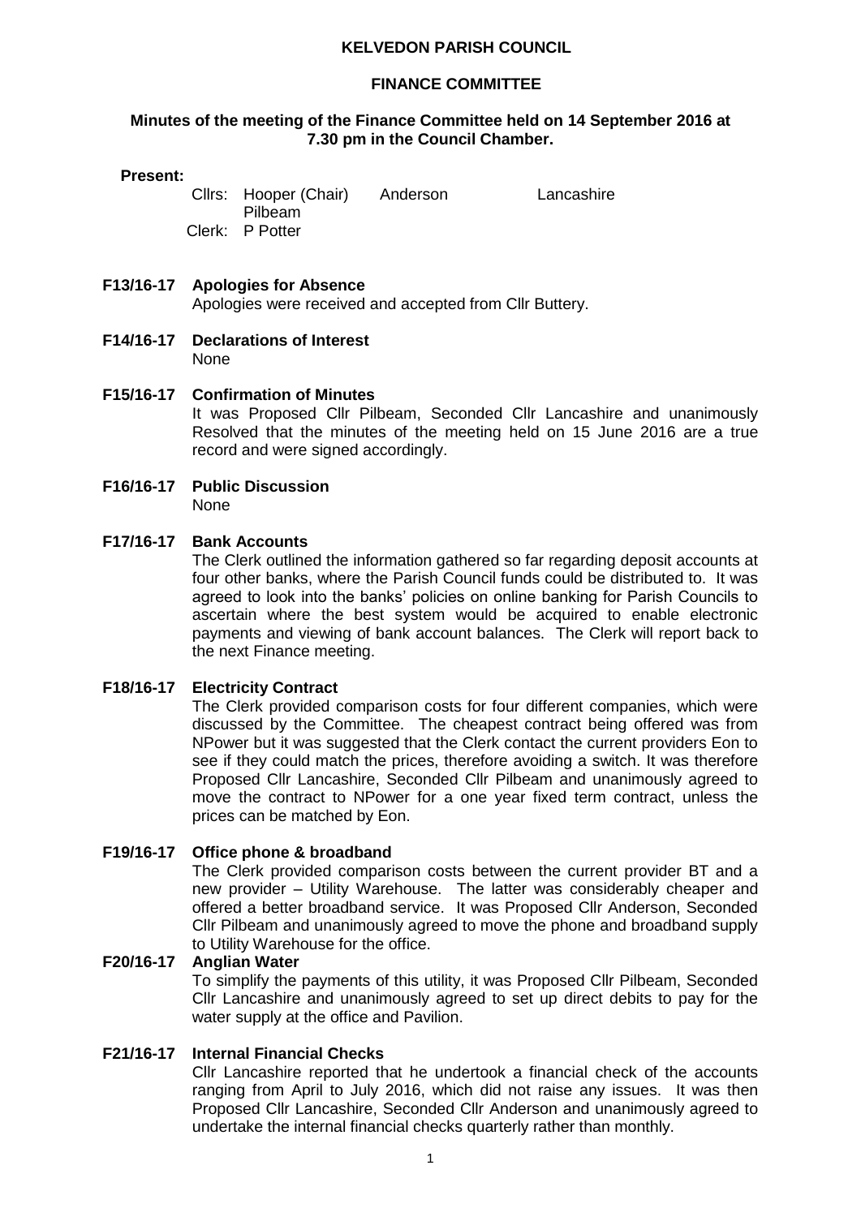# KELVEDON PARISH COUNCIL

## FINANCE COMMITTEE

### Minutes of the meeting of the Finance Committee held on 14 September 2016 at 7.30 pm in the Council Chamber.

**Present:**

Cllrs: Hooper (Chair) Anderson Lancashire Pilbeam

Clerk: P Potter

**F13/16-17 Apologies for Absence**

Apologies were received and accepted from Cllr Buttery.

**F14/16-17 Declarations of Interest**

None

**F15/16-17 Confirmation of Minutes**

It was Proposed Cllr Pilbeam, Seconded Cllr Lancashire and unanimously Resolved that the minutes of the meeting held on 15 June 2016 are a true record and were signed accordingly.

**F16/16-17 Public Discussion**

None

**F17/16-17 Bank Accounts**

The Clerk outlined the information gathered so far regarding deposit accounts at four other banks, where the Parish Council funds could be distributed to. It was agreed to look into the banks' policies on online banking for Parish Councils to ascertain where the best system would be acquired to enable electronic payments and viewing of bank account balances. The Clerk will report back to the next Finance meeting.

**F18/16-17 Electricity Contract**

The Clerk provided comparison costs for four different companies, which were discussed by the Committee. The cheapest contract being offered was from NPower but it was suggested that the Clerk contact the current providers Eon to see if they could match the prices, therefore avoiding a switch. It was therefore Proposed Cllr Lancashire, Seconded Cllr Pilbeam and unanimously agreed to move the contract to NPower for a one year fixed term contract, unless the prices can be matched by Eon.

**F19/16-17 Office phone & broadband**

The Clerk provided comparison costs between the current provider BT and a new provider – Utility Warehouse. The latter was considerably cheaper and offered a better broadband service. It was Proposed Cllr Anderson, Seconded Cllr Pilbeam and unanimously agreed to move the phone and broadband supply to Utility Warehouse for the office.

**F20/16-17 Anglian Water**

To simplify the payments of this utility, it was Proposed Cllr Pilbeam, Seconded Cllr Lancashire and unanimously agreed to set up direct debits to pay for the water supply at the office and Pavilion.

**F21/16-17 Internal Financial Checks**

Cllr Lancashire reported that he undertook a financial check of the accounts ranging from April to July 2016, which did not raise any issues. It was then Proposed Cllr Lancashire, Seconded Cllr Anderson and unanimously agreed to undertake the internal financial checks quarterly rather than monthly.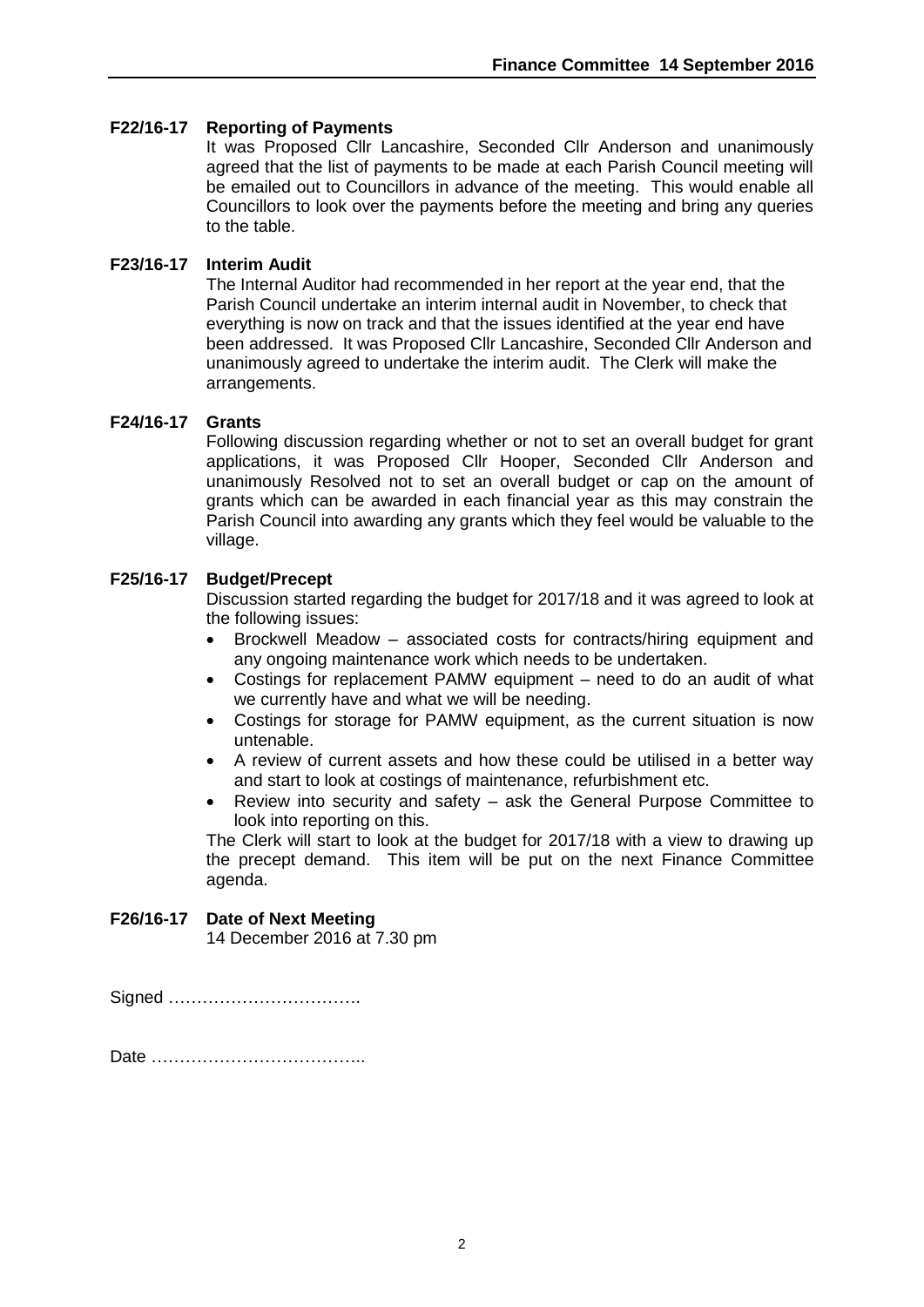**F22/16-17 Reporting of Payments**

It was Proposed Cllr Lancashire, Seconded Cllr Anderson and unanimously agreed that the list of payments to be made at each Parish Council meeting will be emailed out to Councillors in advance of the meeting. This would enable all Councillors to look over the payments before the meeting and bring any queries to the table.

**F23/16-17 Interim Audit**

The Internal Auditor had recommended in her report at the year end, that the Parish Council undertake an interim internal audit in November, to check that everything is now on track and that the issues identified at the year end have been addressed. It was Proposed Cllr Lancashire, Seconded Cllr Anderson and unanimously agreed to undertake the interim audit. The Clerk will make the arrangements.

**F24/16-17 Grants**

Following discussion regarding whether or not to set an overall budget for grant applications, it was Proposed Cllr Hooper, Seconded Cllr Anderson and unanimously Resolved not to set an overall budget or cap on the amount of grants which can be awarded in each financial year as this may constrain the Parish Council into awarding any grants which they feel would be valuable to the village.

**F25/16-17 Budget/Precept**

Discussion started regarding the budget for 2017/18 and it was agreed to look at the following issues:

- Brockwell Meadow – associated costs for contracts/hiring equipment and any ongoing maintenance work which needs to be undertaken.
- Costings for replacement PAMW equipment – need to do an audit of what we currently have and what we will be needing.
- Costings for storage for PAMW equipment, as the current situation is now untenable.
- A review of current assets and how these could be utilised in a better way and start to look at costings of maintenance, refurbishment etc.
- Review into security and safety – ask the General Purpose Committee to look into reporting on this.

The Clerk will start to look at the budget for 2017/18 with a view to drawing up the precept demand. This item will be put on the next Finance Committee agenda.

**F26/16-17 Date of Next Meeting**

14 December 2016 at 7.30 pm

Signed …………………………….

Date ………………………………..